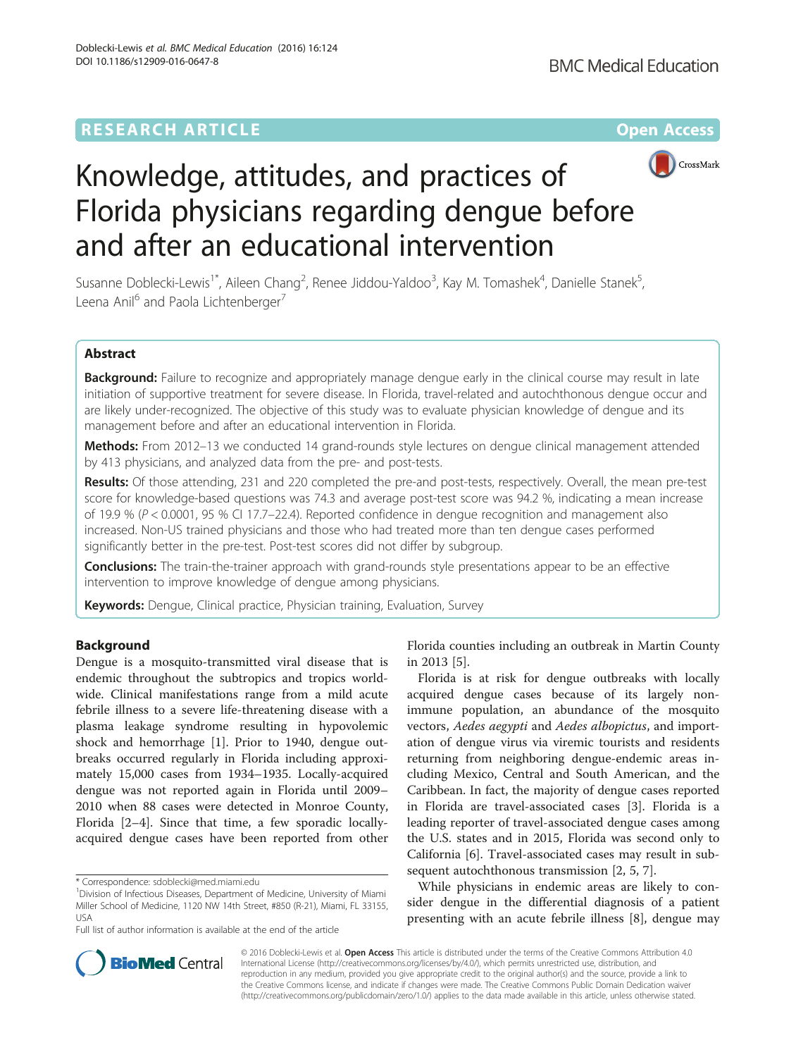RESEARCH ARTICLE

Open Access

# Knowledge, attitudes, and practices of Florida physicians regarding dengue before and after an educational intervention

Susanne Doblecki-Lewis[1*], Aileen Chang[2], Renee Jiddou-Yaldoo[3], Kay M. Tomashek[4], Danielle Stanek[5], Leena Anil[6] and Paola Lichtenberger[7]

## Abstract

**Background:** Failure to recognize and appropriately manage dengue early in the clinical course may result in late initiation of supportive treatment for severe disease. In Florida, travel-related and autochthonous dengue occur and are likely under-recognized. The objective of this study was to evaluate physician knowledge of dengue and its management before and after an educational intervention in Florida.

**Methods:** From 2012–13 we conducted 14 grand-rounds style lectures on dengue clinical management attended by 413 physicians, and analyzed data from the pre- and post-tests.

**Results:** Of those attending, 231 and 220 completed the pre-and post-tests, respectively. Overall, the mean pre-test score for knowledge-based questions was 74.3 and average post-test score was 94.2 %, indicating a mean increase of 19.9 % ($P < 0.0001$, 95 % CI 17.7–22.4). Reported confidence in dengue recognition and management also increased. Non-US trained physicians and those who had treated more than ten dengue cases performed significantly better in the pre-test. Post-test scores did not differ by subgroup.

**Conclusions:** The train-the-trainer approach with grand-rounds style presentations appear to be an effective intervention to improve knowledge of dengue among physicians.

**Keywords:** Dengue, Clinical practice, Physician training, Evaluation, Survey

## Background

Dengue is a mosquito-transmitted viral disease that is endemic throughout the subtropics and tropics worldwide. Clinical manifestations range from a mild acute febrile illness to a severe life-threatening disease with a plasma leakage syndrome resulting in hypovolemic shock and hemorrhage [1]. Prior to 1940, dengue outbreaks occurred regularly in Florida including approximately 15,000 cases from 1934–1935. Locally-acquired dengue was not reported again in Florida until 2009–2010 when 88 cases were detected in Monroe County, Florida [2–4]. Since that time, a few sporadic locally-acquired dengue cases have been reported from other Florida counties including an outbreak in Martin County in 2013 [5].

Florida is at risk for dengue outbreaks with locally acquired dengue cases because of its largely non-immune population, an abundance of the mosquito vectors, *Aedes aegypti* and *Aedes albopictus*, and importation of dengue virus via viremic tourists and residents returning from neighboring dengue-endemic areas including Mexico, Central and South American, and the Caribbean. In fact, the majority of dengue cases reported in Florida are travel-associated cases [3]. Florida is a leading reporter of travel-associated dengue cases among the U.S. states and in 2015, Florida was second only to California [6]. Travel-associated cases may result in subsequent autochthonous transmission [2, 5, 7].

While physicians in endemic areas are likely to consider dengue in the differential diagnosis of a patient presenting with an acute febrile illness [8], dengue may

\* Correspondence: sdoblecki@med.miami.edu

[1]Division of Infectious Diseases, Department of Medicine, University of Miami Miller School of Medicine, 1120 NW 14th Street, #850 (R-21), Miami, FL 33155, USA

Full list of author information is available at the end of the article

© 2016 Doblecki-Lewis et al. **Open Access** This article is distributed under the terms of the Creative Commons Attribution 4.0 International License (http://creativecommons.org/licenses/by/4.0/), which permits unrestricted use, distribution, and reproduction in any medium, provided you give appropriate credit to the original author(s) and the source, provide a link to the Creative Commons license, and indicate if changes were made. The Creative Commons Public Domain Dedication waiver (http://creativecommons.org/publicdomain/zero/1.0/) applies to the data made available in this article, unless otherwise stated.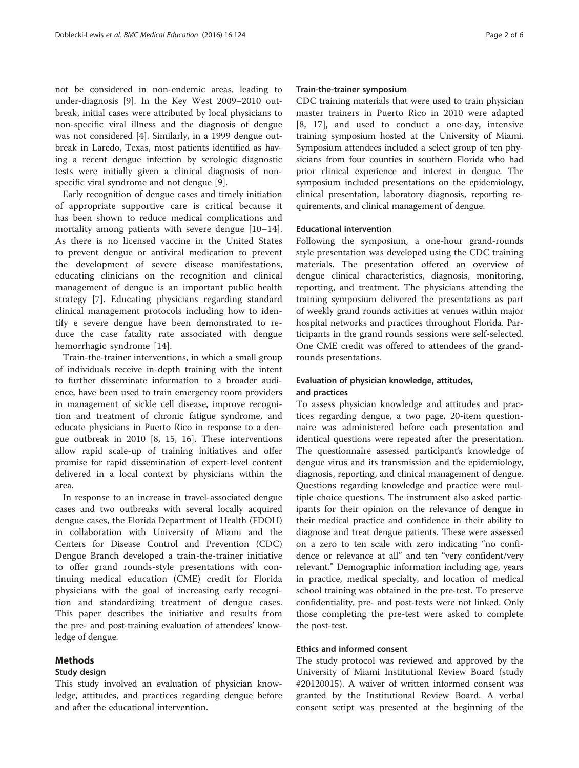not be considered in non-endemic areas, leading to under-diagnosis [9]. In the Key West 2009–2010 outbreak, initial cases were attributed by local physicians to non-specific viral illness and the diagnosis of dengue was not considered [4]. Similarly, in a 1999 dengue outbreak in Laredo, Texas, most patients identified as having a recent dengue infection by serologic diagnostic tests were initially given a clinical diagnosis of non-specific viral syndrome and not dengue [9].

Early recognition of dengue cases and timely initiation of appropriate supportive care is critical because it has been shown to reduce medical complications and mortality among patients with severe dengue [10–14]. As there is no licensed vaccine in the United States to prevent dengue or antiviral medication to prevent the development of severe disease manifestations, educating clinicians on the recognition and clinical management of dengue is an important public health strategy [7]. Educating physicians regarding standard clinical management protocols including how to identify e severe dengue have been demonstrated to reduce the case fatality rate associated with dengue hemorrhagic syndrome [14].

Train-the-trainer interventions, in which a small group of individuals receive in-depth training with the intent to further disseminate information to a broader audience, have been used to train emergency room providers in management of sickle cell disease, improve recognition and treatment of chronic fatigue syndrome, and educate physicians in Puerto Rico in response to a dengue outbreak in 2010 [8, 15, 16]. These interventions allow rapid scale-up of training initiatives and offer promise for rapid dissemination of expert-level content delivered in a local context by physicians within the area.

In response to an increase in travel-associated dengue cases and two outbreaks with several locally acquired dengue cases, the Florida Department of Health (FDOH) in collaboration with University of Miami and the Centers for Disease Control and Prevention (CDC) Dengue Branch developed a train-the-trainer initiative to offer grand rounds-style presentations with continuing medical education (CME) credit for Florida physicians with the goal of increasing early recognition and standardizing treatment of dengue cases. This paper describes the initiative and results from the pre- and post-training evaluation of attendees' knowledge of dengue.

## Methods

### Study design

This study involved an evaluation of physician knowledge, attitudes, and practices regarding dengue before and after the educational intervention.

### Train-the-trainer symposium

CDC training materials that were used to train physician master trainers in Puerto Rico in 2010 were adapted [8, 17], and used to conduct a one-day, intensive training symposium hosted at the University of Miami. Symposium attendees included a select group of ten physicians from four counties in southern Florida who had prior clinical experience and interest in dengue. The symposium included presentations on the epidemiology, clinical presentation, laboratory diagnosis, reporting requirements, and clinical management of dengue.

### Educational intervention

Following the symposium, a one-hour grand-rounds style presentation was developed using the CDC training materials. The presentation offered an overview of dengue clinical characteristics, diagnosis, monitoring, reporting, and treatment. The physicians attending the training symposium delivered the presentations as part of weekly grand rounds activities at venues within major hospital networks and practices throughout Florida. Participants in the grand rounds sessions were self-selected. One CME credit was offered to attendees of the grand-rounds presentations.

### Evaluation of physician knowledge, attitudes, and practices

To assess physician knowledge and attitudes and practices regarding dengue, a two page, 20-item questionnaire was administered before each presentation and identical questions were repeated after the presentation. The questionnaire assessed participant's knowledge of dengue virus and its transmission and the epidemiology, diagnosis, reporting, and clinical management of dengue. Questions regarding knowledge and practice were multiple choice questions. The instrument also asked participants for their opinion on the relevance of dengue in their medical practice and confidence in their ability to diagnose and treat dengue patients. These were assessed on a zero to ten scale with zero indicating "no confidence or relevance at all" and ten "very confident/very relevant." Demographic information including age, years in practice, medical specialty, and location of medical school training was obtained in the pre-test. To preserve confidentiality, pre- and post-tests were not linked. Only those completing the pre-test were asked to complete the post-test.

### Ethics and informed consent

The study protocol was reviewed and approved by the University of Miami Institutional Review Board (study #20120015). A waiver of written informed consent was granted by the Institutional Review Board. A verbal consent script was presented at the beginning of the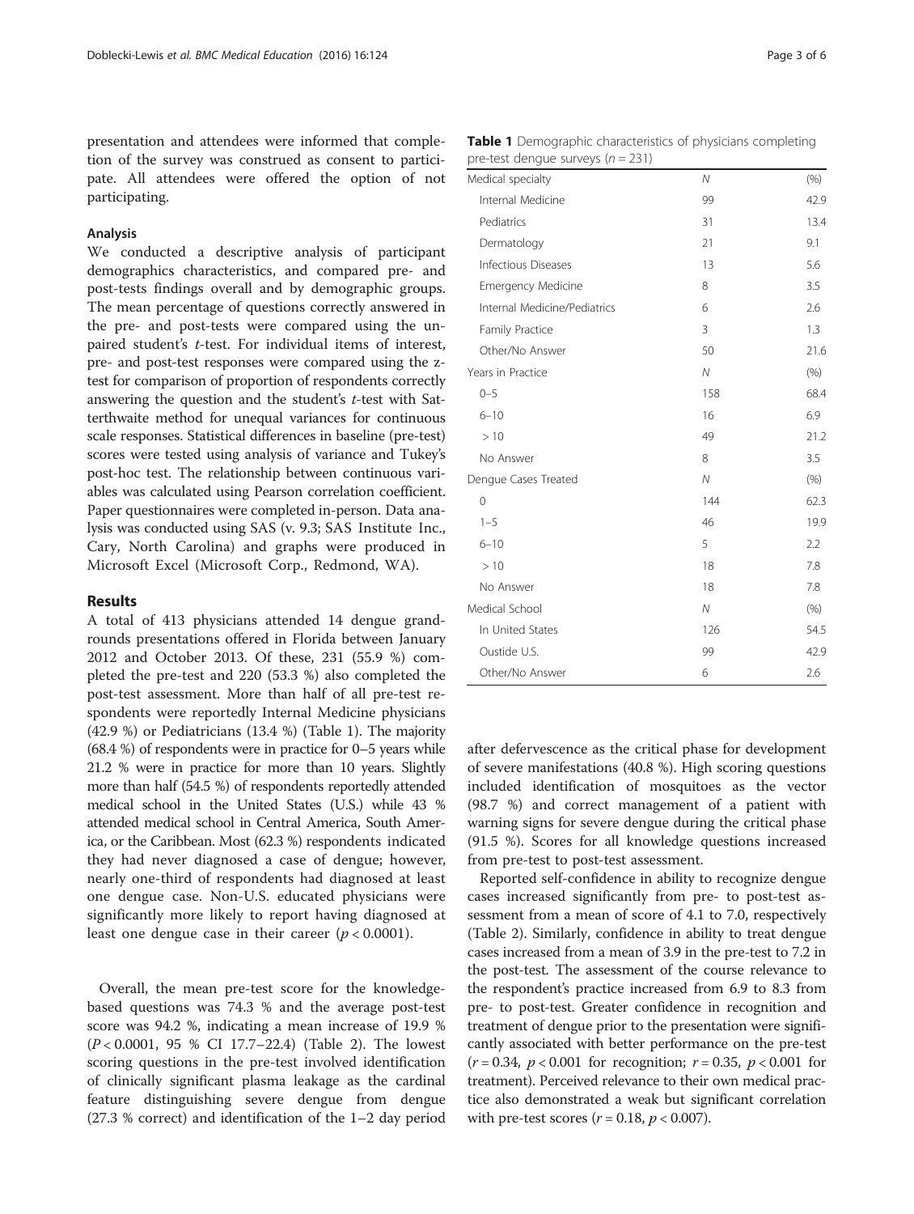presentation and attendees were informed that completion of the survey was construed as consent to participate. All attendees were offered the option of not participating.

### Analysis

We conducted a descriptive analysis of participant demographics characteristics, and compared pre- and post-tests findings overall and by demographic groups. The mean percentage of questions correctly answered in the pre- and post-tests were compared using the unpaired student's *t*-test. For individual items of interest, pre- and post-test responses were compared using the z-test for comparison of proportion of respondents correctly answering the question and the student's *t*-test with Satterthwaite method for unequal variances for continuous scale responses. Statistical differences in baseline (pre-test) scores were tested using analysis of variance and Tukey's post-hoc test. The relationship between continuous variables was calculated using Pearson correlation coefficient. Paper questionnaires were completed in-person. Data analysis was conducted using SAS (v. 9.3; SAS Institute Inc., Cary, North Carolina) and graphs were produced in Microsoft Excel (Microsoft Corp., Redmond, WA).

## Results

A total of 413 physicians attended 14 dengue grand-rounds presentations offered in Florida between January 2012 and October 2013. Of these, 231 (55.9 %) completed the pre-test and 220 (53.3 %) also completed the post-test assessment. More than half of all pre-test respondents were reportedly Internal Medicine physicians (42.9 %) or Pediatricians (13.4 %) (Table 1). The majority (68.4 %) of respondents were in practice for 0–5 years while 21.2 % were in practice for more than 10 years. Slightly more than half (54.5 %) of respondents reportedly attended medical school in the United States (U.S.) while 43 % attended medical school in Central America, South America, or the Caribbean. Most (62.3 %) respondents indicated they had never diagnosed a case of dengue; however, nearly one-third of respondents had diagnosed at least one dengue case. Non-U.S. educated physicians were significantly more likely to report having diagnosed at least one dengue case in their career ($p < 0.0001$).

Overall, the mean pre-test score for the knowledge-based questions was 74.3 % and the average post-test score was 94.2 %, indicating a mean increase of 19.9 % ($P < 0.0001$, 95 % CI 17.7–22.4) (Table 2). The lowest scoring questions in the pre-test involved identification of clinically significant plasma leakage as the cardinal feature distinguishing severe dengue from dengue (27.3 % correct) and identification of the 1–2 day period after defervescence as the critical phase for development of severe manifestations (40.8 %). High scoring questions included identification of mosquitoes as the vector (98.7 %) and correct management of a patient with warning signs for severe dengue during the critical phase (91.5 %). Scores for all knowledge questions increased from pre-test to post-test assessment.

Reported self-confidence in ability to recognize dengue cases increased significantly from pre- to post-test assessment from a mean of score of 4.1 to 7.0, respectively (Table 2). Similarly, confidence in ability to treat dengue cases increased from a mean of 3.9 in the pre-test to 7.2 in the post-test. The assessment of the course relevance to the respondent's practice increased from 6.9 to 8.3 from pre- to post-test. Greater confidence in recognition and treatment of dengue prior to the presentation were significantly associated with better performance on the pre-test ($r = 0.34$, $p < 0.001$ for recognition; $r = 0.35$, $p < 0.001$ for treatment). Perceived relevance to their own medical practice also demonstrated a weak but significant correlation with pre-test scores ($r = 0.18$, $p < 0.007$).

**Table 1** Demographic characteristics of physicians completing pre-test dengue surveys ($n = 231$)

| Medical specialty | *N* | (%) |
|---|---|---|
| Internal Medicine | 99 | 42.9 |
| Pediatrics | 31 | 13.4 |
| Dermatology | 21 | 9.1 |
| Infectious Diseases | 13 | 5.6 |
| Emergency Medicine | 8 | 3.5 |
| Internal Medicine/Pediatrics | 6 | 2.6 |
| Family Practice | 3 | 1.3 |
| Other/No Answer | 50 | 21.6 |
| Years in Practice | *N* | (%) |
| 0–5 | 158 | 68.4 |
| 6–10 | 16 | 6.9 |
| > 10 | 49 | 21.2 |
| No Answer | 8 | 3.5 |
| Dengue Cases Treated | *N* | (%) |
| 0 | 144 | 62.3 |
| 1–5 | 46 | 19.9 |
| 6–10 | 5 | 2.2 |
| > 10 | 18 | 7.8 |
| No Answer | 18 | 7.8 |
| Medical School | *N* | (%) |
| In United States | 126 | 54.5 |
| Oustide U.S. | 99 | 42.9 |
| Other/No Answer | 6 | 2.6 |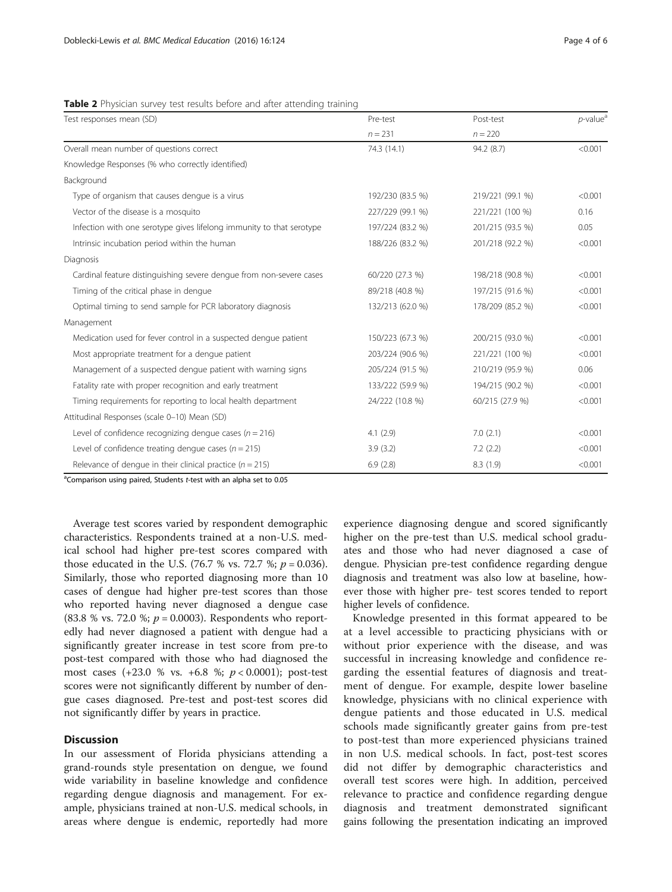**Table 2** Physician survey test results before and after attending training

| Test responses mean (SD) | Pre-test $n = 231$ | Post-test $n = 220$ | p-value[a] |
|---|---|---|---|
| Overall mean number of questions correct | 74.3 (14.1) | 94.2 (8.7) | <0.001 |
| Knowledge Responses (% who correctly identified) | | | |
| Background | | | |
| Type of organism that causes dengue is a virus | 192/230 (83.5 %) | 219/221 (99.1 %) | <0.001 |
| Vector of the disease is a mosquito | 227/229 (99.1 %) | 221/221 (100 %) | 0.16 |
| Infection with one serotype gives lifelong immunity to that serotype | 197/224 (83.2 %) | 201/215 (93.5 %) | 0.05 |
| Intrinsic incubation period within the human | 188/226 (83.2 %) | 201/218 (92.2 %) | <0.001 |
| Diagnosis | | | |
| Cardinal feature distinguishing severe dengue from non-severe cases | 60/220 (27.3 %) | 198/218 (90.8 %) | <0.001 |
| Timing of the critical phase in dengue | 89/218 (40.8 %) | 197/215 (91.6 %) | <0.001 |
| Optimal timing to send sample for PCR laboratory diagnosis | 132/213 (62.0 %) | 178/209 (85.2 %) | <0.001 |
| Management | | | |
| Medication used for fever control in a suspected dengue patient | 150/223 (67.3 %) | 200/215 (93.0 %) | <0.001 |
| Most appropriate treatment for a dengue patient | 203/224 (90.6 %) | 221/221 (100 %) | <0.001 |
| Management of a suspected dengue patient with warning signs | 205/224 (91.5 %) | 210/219 (95.9 %) | 0.06 |
| Fatality rate with proper recognition and early treatment | 133/222 (59.9 %) | 194/215 (90.2 %) | <0.001 |
| Timing requirements for reporting to local health department | 24/222 (10.8 %) | 60/215 (27.9 %) | <0.001 |
| Attitudinal Responses (scale 0–10) Mean (SD) | | | |
| Level of confidence recognizing dengue cases ($n = 216$) | 4.1 (2.9) | 7.0 (2.1) | <0.001 |
| Level of confidence treating dengue cases ($n = 215$) | 3.9 (3.2) | 7.2 (2.2) | <0.001 |
| Relevance of dengue in their clinical practice ($n = 215$) | 6.9 (2.8) | 8.3 (1.9) | <0.001 |

[a]Comparison using paired, Students *t*-test with an alpha set to 0.05

Average test scores varied by respondent demographic characteristics. Respondents trained at a non-U.S. medical school had higher pre-test scores compared with those educated in the U.S. (76.7 % vs. 72.7 %; $p = 0.036$). Similarly, those who reported diagnosing more than 10 cases of dengue had higher pre-test scores than those who reported having never diagnosed a dengue case (83.8 % vs. 72.0 %; $p = 0.0003$). Respondents who reportedly had never diagnosed a patient with dengue had a significantly greater increase in test score from pre-to post-test compared with those who had diagnosed the most cases (+23.0 % vs. +6.8 %; $p < 0.0001$); post-test scores were not significantly different by number of dengue cases diagnosed. Pre-test and post-test scores did not significantly differ by years in practice.

## Discussion

In our assessment of Florida physicians attending a grand-rounds style presentation on dengue, we found wide variability in baseline knowledge and confidence regarding dengue diagnosis and management. For example, physicians trained at non-U.S. medical schools, in areas where dengue is endemic, reportedly had more experience diagnosing dengue and scored significantly higher on the pre-test than U.S. medical school graduates and those who had never diagnosed a case of dengue. Physician pre-test confidence regarding dengue diagnosis and treatment was also low at baseline, however those with higher pre- test scores tended to report higher levels of confidence.

Knowledge presented in this format appeared to be at a level accessible to practicing physicians with or without prior experience with the disease, and was successful in increasing knowledge and confidence regarding the essential features of diagnosis and treatment of dengue. For example, despite lower baseline knowledge, physicians with no clinical experience with dengue patients and those educated in U.S. medical schools made significantly greater gains from pre-test to post-test than more experienced physicians trained in non U.S. medical schools. In fact, post-test scores did not differ by demographic characteristics and overall test scores were high. In addition, perceived relevance to practice and confidence regarding dengue diagnosis and treatment demonstrated significant gains following the presentation indicating an improved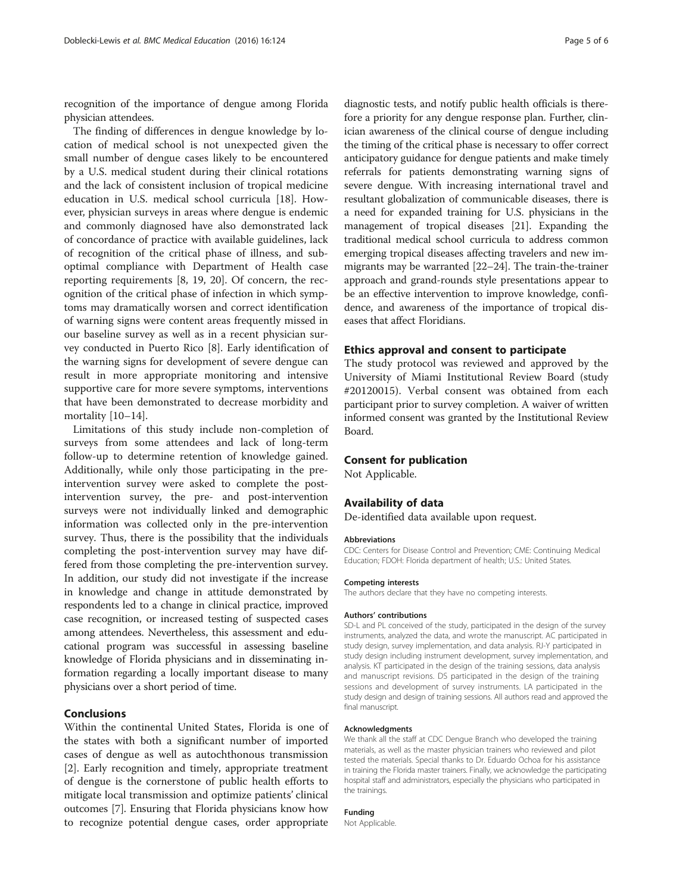recognition of the importance of dengue among Florida physician attendees.

The finding of differences in dengue knowledge by location of medical school is not unexpected given the small number of dengue cases likely to be encountered by a U.S. medical student during their clinical rotations and the lack of consistent inclusion of tropical medicine education in U.S. medical school curricula [18]. However, physician surveys in areas where dengue is endemic and commonly diagnosed have also demonstrated lack of concordance of practice with available guidelines, lack of recognition of the critical phase of illness, and suboptimal compliance with Department of Health case reporting requirements [8, 19, 20]. Of concern, the recognition of the critical phase of infection in which symptoms may dramatically worsen and correct identification of warning signs were content areas frequently missed in our baseline survey as well as in a recent physician survey conducted in Puerto Rico [8]. Early identification of the warning signs for development of severe dengue can result in more appropriate monitoring and intensive supportive care for more severe symptoms, interventions that have been demonstrated to decrease morbidity and mortality [10–14].

Limitations of this study include non-completion of surveys from some attendees and lack of long-term follow-up to determine retention of knowledge gained. Additionally, while only those participating in the pre-intervention survey were asked to complete the post-intervention survey, the pre- and post-intervention surveys were not individually linked and demographic information was collected only in the pre-intervention survey. Thus, there is the possibility that the individuals completing the post-intervention survey may have differed from those completing the pre-intervention survey. In addition, our study did not investigate if the increase in knowledge and change in attitude demonstrated by respondents led to a change in clinical practice, improved case recognition, or increased testing of suspected cases among attendees. Nevertheless, this assessment and educational program was successful in assessing baseline knowledge of Florida physicians and in disseminating information regarding a locally important disease to many physicians over a short period of time.

## Conclusions

Within the continental United States, Florida is one of the states with both a significant number of imported cases of dengue as well as autochthonous transmission [2]. Early recognition and timely, appropriate treatment of dengue is the cornerstone of public health efforts to mitigate local transmission and optimize patients' clinical outcomes [7]. Ensuring that Florida physicians know how to recognize potential dengue cases, order appropriate diagnostic tests, and notify public health officials is therefore a priority for any dengue response plan. Further, clinician awareness of the clinical course of dengue including the timing of the critical phase is necessary to offer correct anticipatory guidance for dengue patients and make timely referrals for patients demonstrating warning signs of severe dengue. With increasing international travel and resultant globalization of communicable diseases, there is a need for expanded training for U.S. physicians in the management of tropical diseases [21]. Expanding the traditional medical school curricula to address common emerging tropical diseases affecting travelers and new immigrants may be warranted [22–24]. The train-the-trainer approach and grand-rounds style presentations appear to be an effective intervention to improve knowledge, confidence, and awareness of the importance of tropical diseases that affect Floridians.

## Ethics approval and consent to participate

The study protocol was reviewed and approved by the University of Miami Institutional Review Board (study #20120015). Verbal consent was obtained from each participant prior to survey completion. A waiver of written informed consent was granted by the Institutional Review Board.

## Consent for publication

Not Applicable.

## Availability of data

De-identified data available upon request.

#### Abbreviations

CDC: Centers for Disease Control and Prevention; CME: Continuing Medical Education; FDOH: Florida department of health; U.S.: United States.

#### Competing interests

The authors declare that they have no competing interests.

#### Authors' contributions

SD-L and PL conceived of the study, participated in the design of the survey instruments, analyzed the data, and wrote the manuscript. AC participated in study design, survey implementation, and data analysis. RJ-Y participated in study design including instrument development, survey implementation, and analysis. KT participated in the design of the training sessions, data analysis and manuscript revisions. DS participated in the design of the training sessions and development of survey instruments. LA participated in the study design and design of training sessions. All authors read and approved the final manuscript.

#### Acknowledgments

We thank all the staff at CDC Dengue Branch who developed the training materials, as well as the master physician trainers who reviewed and pilot tested the materials. Special thanks to Dr. Eduardo Ochoa for his assistance in training the Florida master trainers. Finally, we acknowledge the participating hospital staff and administrators, especially the physicians who participated in the trainings.

#### Funding

Not Applicable.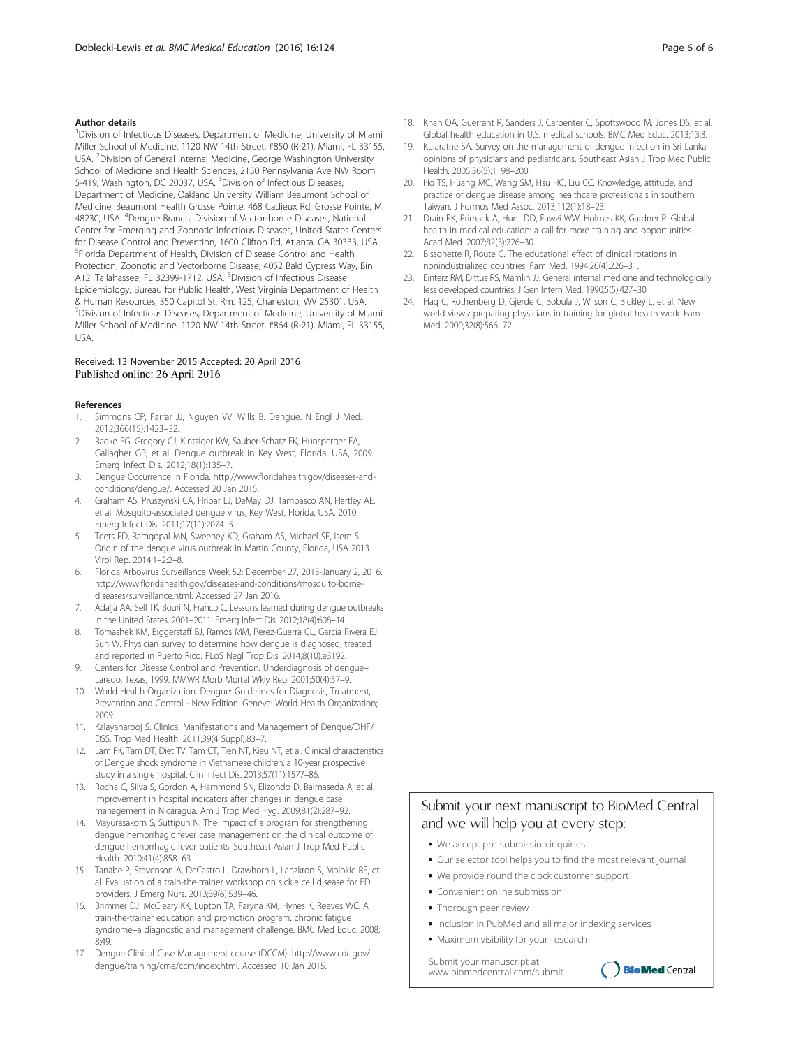### Author details

[1]Division of Infectious Diseases, Department of Medicine, University of Miami Miller School of Medicine, 1120 NW 14th Street, #850 (R-21), Miami, FL 33155, USA. [2]Division of General Internal Medicine, George Washington University School of Medicine and Health Sciences, 2150 Pennsylvania Ave NW Room 5-419, Washington, DC 20037, USA. [3]Division of Infectious Diseases, Department of Medicine, Oakland University William Beaumont School of Medicine, Beaumont Health Grosse Pointe, 468 Cadieux Rd, Grosse Pointe, MI 48230, USA. [4]Dengue Branch, Division of Vector-borne Diseases, National Center for Emerging and Zoonotic Infectious Diseases, United States Centers for Disease Control and Prevention, 1600 Clifton Rd, Atlanta, GA 30333, USA. [5]Florida Department of Health, Division of Disease Control and Health Protection, Zoonotic and Vectorborne Disease, 4052 Bald Cypress Way, Bin A12, Tallahassee, FL 32399-1712, USA. [6]Division of Infectious Disease Epidemiology, Bureau for Public Health, West Virginia Department of Health & Human Resources, 350 Capitol St. Rm. 125, Charleston, WV 25301, USA. [7]Division of Infectious Diseases, Department of Medicine, University of Miami Miller School of Medicine, 1120 NW 14th Street, #864 (R-21), Miami, FL 33155, USA.

Received: 13 November 2015 Accepted: 20 April 2016
Published online: 26 April 2016

### References

1. Simmons CP, Farrar JJ, Nguyen VV, Wills B. Dengue. N Engl J Med. 2012;366(15):1423–32.
2. Radke EG, Gregory CJ, Kintziger KW, Sauber-Schatz EK, Hunsperger EA, Gallagher GR, et al. Dengue outbreak in Key West, Florida, USA, 2009. Emerg Infect Dis. 2012;18(1):135–7.
3. Dengue Occurrence in Florida. http://www.floridahealth.gov/diseases-and-conditions/dengue/. Accessed 20 Jan 2015.
4. Graham AS, Pruszynski CA, Hribar LJ, DeMay DJ, Tambasco AN, Hartley AE, et al. Mosquito-associated dengue virus, Key West, Florida, USA, 2010. Emerg Infect Dis. 2011;17(11):2074–5.
5. Teets FD, Ramgopal MN, Sweeney KD, Graham AS, Michael SF, Isern S. Origin of the dengue virus outbreak in Martin County, Florida, USA 2013. Virol Rep. 2014;1–2:2–8.
6. Florida Arbovirus Surveillance Week 52: December 27, 2015-January 2, 2016. http://www.floridahealth.gov/diseases-and-conditions/mosquito-borne-diseases/surveillance.html. Accessed 27 Jan 2016.
7. Adalja AA, Sell TK, Bouri N, Franco C. Lessons learned during dengue outbreaks in the United States, 2001–2011. Emerg Infect Dis. 2012;18(4):608–14.
8. Tomashek KM, Biggerstaff BJ, Ramos MM, Perez-Guerra CL, Garcia Rivera EJ, Sun W. Physician survey to determine how dengue is diagnosed, treated and reported in Puerto Rico. PLoS Negl Trop Dis. 2014;8(10):e3192.
9. Centers for Disease Control and Prevention. Underdiagnosis of dengue–Laredo, Texas, 1999. MMWR Morb Mortal Wkly Rep. 2001;50(4):57–9.
10. World Health Organization. Dengue: Guidelines for Diagnosis, Treatment, Prevention and Control - New Edition. Geneva: World Health Organization; 2009.
11. Kalayanarooj S. Clinical Manifestations and Management of Dengue/DHF/DSS. Trop Med Health. 2011;39(4 Suppl):83–7.
12. Lam PK, Tam DT, Diet TV, Tam CT, Tien NT, Kieu NT, et al. Clinical characteristics of Dengue shock syndrome in Vietnamese children: a 10-year prospective study in a single hospital. Clin Infect Dis. 2013;57(11):1577–86.
13. Rocha C, Silva S, Gordon A, Hammond SN, Elizondo D, Balmaseda A, et al. Improvement in hospital indicators after changes in dengue case management in Nicaragua. Am J Trop Med Hyg. 2009;81(2):287–92.
14. Mayurasakorn S, Suttipun N. The impact of a program for strengthening dengue hemorrhagic fever case management on the clinical outcome of dengue hemorrhagic fever patients. Southeast Asian J Trop Med Public Health. 2010;41(4):858–63.
15. Tanabe P, Stevenson A, DeCastro L, Drawhorn L, Lanzkron S, Molokie RE, et al. Evaluation of a train-the-trainer workshop on sickle cell disease for ED providers. J Emerg Nurs. 2013;39(6):539–46.
16. Brimmer DJ, McCleary KK, Lupton TA, Faryna KM, Hynes K, Reeves WC. A train-the-trainer education and promotion program: chronic fatigue syndrome–a diagnostic and management challenge. BMC Med Educ. 2008;8:49.
17. Dengue Clinical Case Management course (DCCM). http://www.cdc.gov/dengue/training/cme/ccm/index.html. Accessed 10 Jan 2015.
18. Khan OA, Guerrant R, Sanders J, Carpenter C, Spottswood M, Jones DS, et al. Global health education in U.S. medical schools. BMC Med Educ. 2013;13:3.
19. Kularatne SA. Survey on the management of dengue infection in Sri Lanka: opinions of physicians and pediatricians. Southeast Asian J Trop Med Public Health. 2005;36(5):1198–200.
20. Ho TS, Huang MC, Wang SM, Hsu HC, Liu CC. Knowledge, attitude, and practice of dengue disease among healthcare professionals in southern Taiwan. J Formos Med Assoc. 2013;112(1):18–23.
21. Drain PK, Primack A, Hunt DD, Fawzi WW, Holmes KK, Gardner P. Global health in medical education: a call for more training and opportunities. Acad Med. 2007;82(3):226–30.
22. Bissonette R, Route C. The educational effect of clinical rotations in nonindustrialized countries. Fam Med. 1994;26(4):226–31.
23. Einterz RM, Dittus RS, Mamlin JJ. General internal medicine and technologically less developed countries. J Gen Intern Med. 1990;5(5):427–30.
24. Haq C, Rothenberg D, Gjerde C, Bobula J, Wilson C, Bickley L, et al. New world views: preparing physicians in training for global health work. Fam Med. 2000;32(8):566–72.

Submit your next manuscript to BioMed Central and we will help you at every step:

- We accept pre-submission inquiries
- Our selector tool helps you to find the most relevant journal
- We provide round the clock customer support
- Convenient online submission
- Thorough peer review
- Inclusion in PubMed and all major indexing services
- Maximum visibility for your research

Submit your manuscript at www.biomedcentral.com/submit

BioMed Central